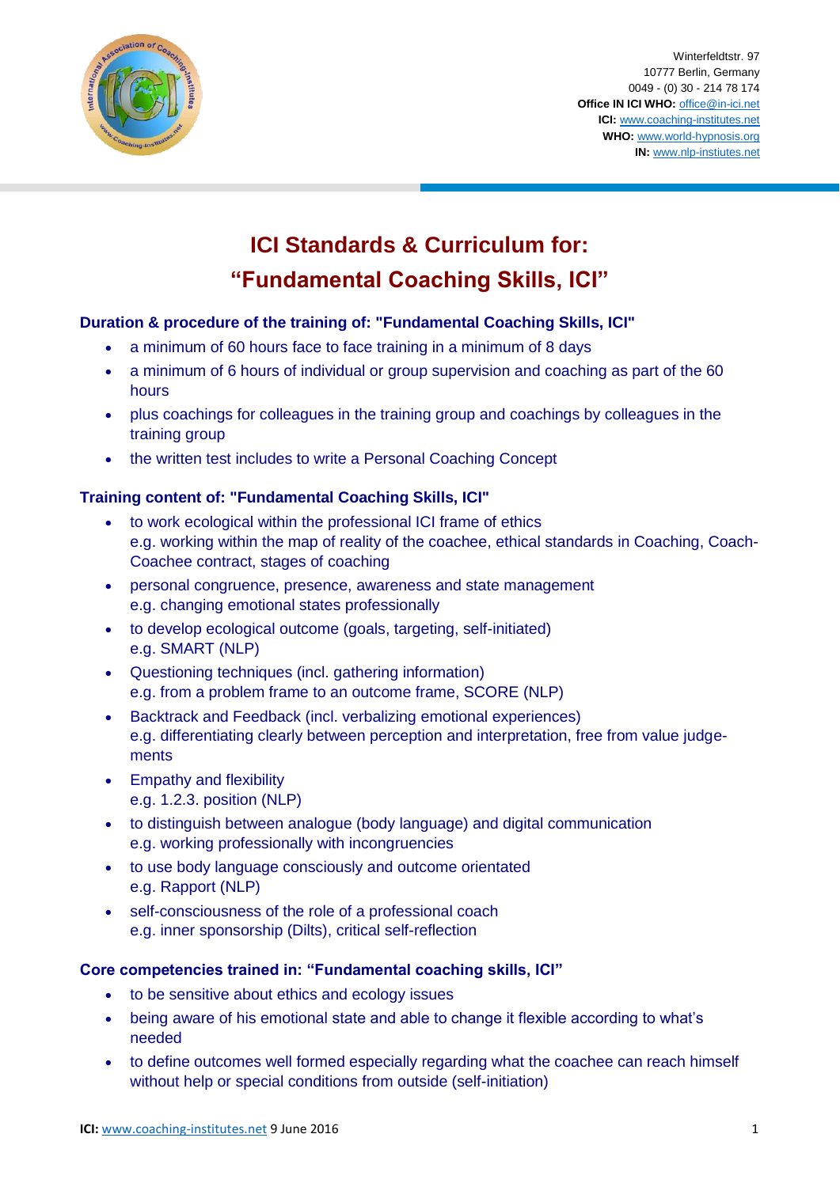Winterfeldtstr. 97
10777 Berlin, Germany
0049 - (0) 30 - 214 78 174
**Office IN ICI WHO:** office@in-ici.net
**ICI:** www.coaching-institutes.net
**WHO:** www.world-hypnosis.org
**IN:** www.nlp-instiutes.net

# ICI Standards & Curriculum for: "Fundamental Coaching Skills, ICI"

### Duration & procedure of the training of: "Fundamental Coaching Skills, ICI"

- a minimum of 60 hours face to face training in a minimum of 8 days
- a minimum of 6 hours of individual or group supervision and coaching as part of the 60 hours
- plus coachings for colleagues in the training group and coachings by colleagues in the training group
- the written test includes to write a Personal Coaching Concept

### Training content of: "Fundamental Coaching Skills, ICI"

- to work ecological within the professional ICI frame of ethics
  e.g. working within the map of reality of the coachee, ethical standards in Coaching, Coach-Coachee contract, stages of coaching
- personal congruence, presence, awareness and state management
  e.g. changing emotional states professionally
- to develop ecological outcome (goals, targeting, self-initiated)
  e.g. SMART (NLP)
- Questioning techniques (incl. gathering information)
  e.g. from a problem frame to an outcome frame, SCORE (NLP)
- Backtrack and Feedback (incl. verbalizing emotional experiences)
  e.g. differentiating clearly between perception and interpretation, free from value judgements
- Empathy and flexibility
  e.g. 1.2.3. position (NLP)
- to distinguish between analogue (body language) and digital communication
  e.g. working professionally with incongruencies
- to use body language consciously and outcome orientated
  e.g. Rapport (NLP)
- self-consciousness of the role of a professional coach
  e.g. inner sponsorship (Dilts), critical self-reflection

### Core competencies trained in: "Fundamental coaching skills, ICI"

- to be sensitive about ethics and ecology issues
- being aware of his emotional state and able to change it flexible according to what's needed
- to define outcomes well formed especially regarding what the coachee can reach himself without help or special conditions from outside (self-initiation)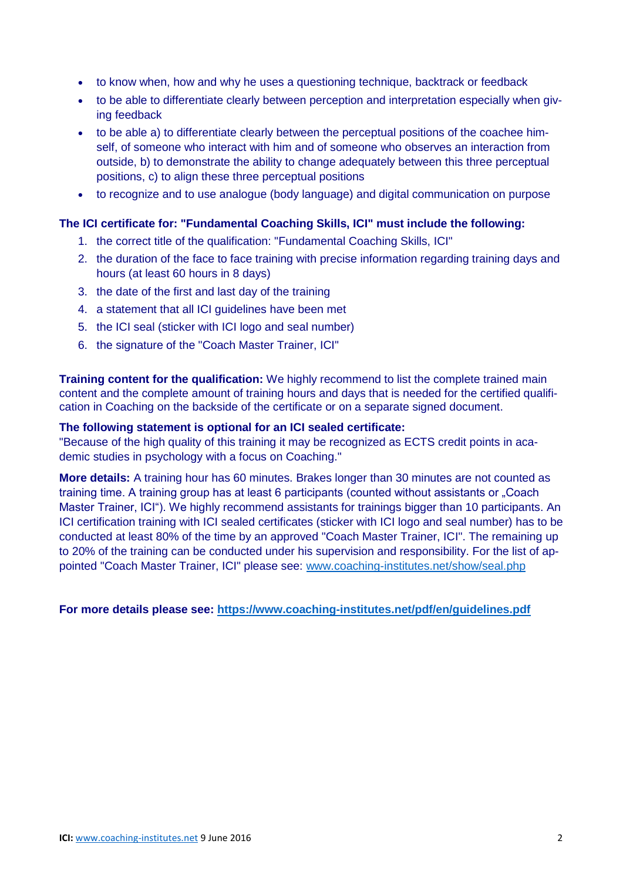- to know when, how and why he uses a questioning technique, backtrack or feedback
- to be able to differentiate clearly between perception and interpretation especially when giving feedback
- to be able a) to differentiate clearly between the perceptual positions of the coachee himself, of someone who interact with him and of someone who observes an interaction from outside, b) to demonstrate the ability to change adequately between this three perceptual positions, c) to align these three perceptual positions
- to recognize and to use analogue (body language) and digital communication on purpose

**The ICI certificate for: "Fundamental Coaching Skills, ICI" must include the following:**

1. the correct title of the qualification: "Fundamental Coaching Skills, ICI"
2. the duration of the face to face training with precise information regarding training days and hours (at least 60 hours in 8 days)
3. the date of the first and last day of the training
4. a statement that all ICI guidelines have been met
5. the ICI seal (sticker with ICI logo and seal number)
6. the signature of the "Coach Master Trainer, ICI"

**Training content for the qualification:** We highly recommend to list the complete trained main content and the complete amount of training hours and days that is needed for the certified qualification in Coaching on the backside of the certificate or on a separate signed document.

**The following statement is optional for an ICI sealed certificate:**
"Because of the high quality of this training it may be recognized as ECTS credit points in academic studies in psychology with a focus on Coaching."

**More details:** A training hour has 60 minutes. Brakes longer than 30 minutes are not counted as training time. A training group has at least 6 participants (counted without assistants or „Coach Master Trainer, ICI"). We highly recommend assistants for trainings bigger than 10 participants. An ICI certification training with ICI sealed certificates (sticker with ICI logo and seal number) has to be conducted at least 80% of the time by an approved "Coach Master Trainer, ICI". The remaining up to 20% of the training can be conducted under his supervision and responsibility. For the list of appointed "Coach Master Trainer, ICI" please see: www.coaching-institutes.net/show/seal.php

**For more details please see: https://www.coaching-institutes.net/pdf/en/guidelines.pdf**